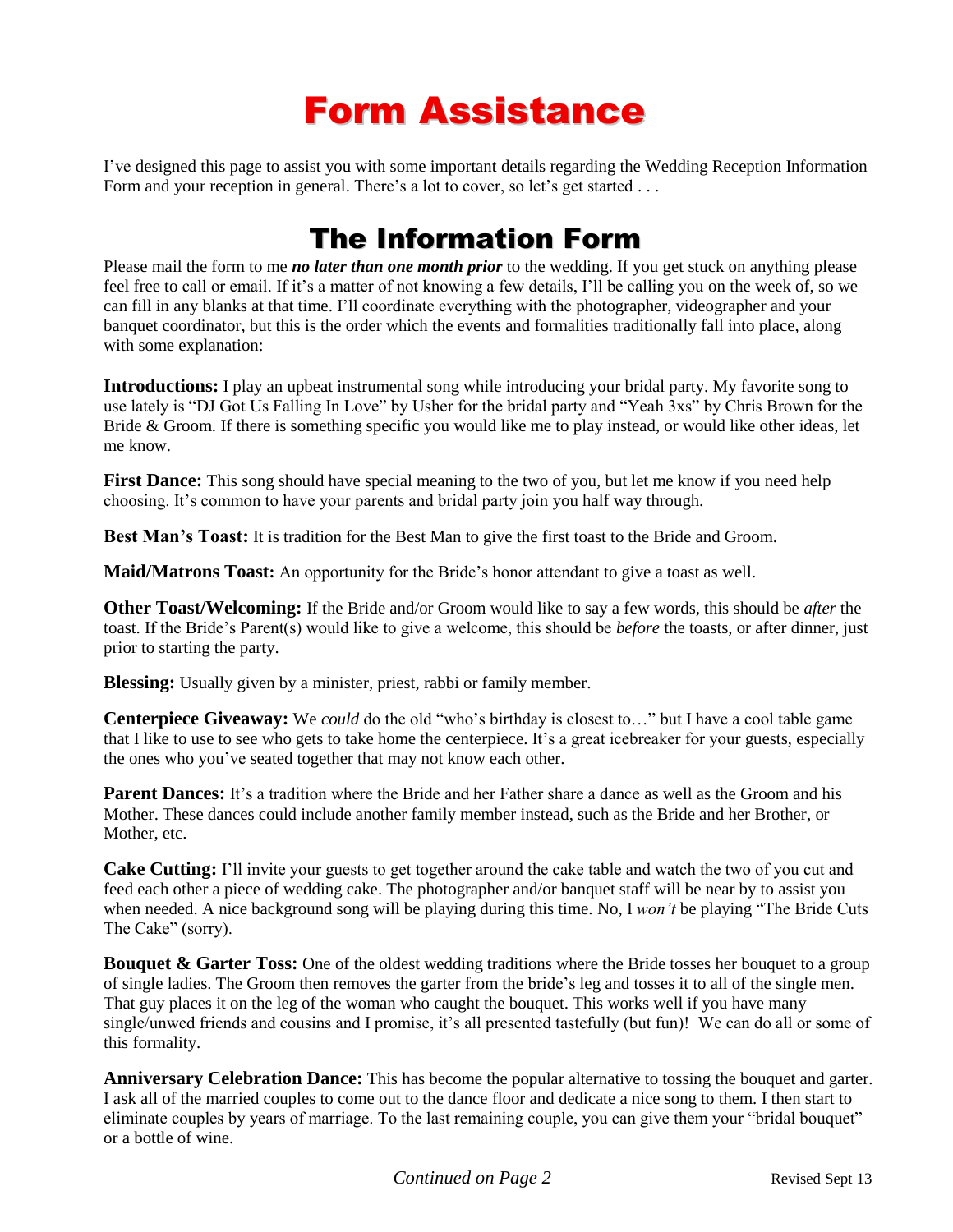# Form Assistance

I've designed this page to assist you with some important details regarding the Wedding Reception Information Form and your reception in general. There's a lot to cover, so let's get started . . .

## The Information Form

Please mail the form to me ***no later than one month prior*** to the wedding. If you get stuck on anything please feel free to call or email. If it's a matter of not knowing a few details, I'll be calling you on the week of, so we can fill in any blanks at that time. I'll coordinate everything with the photographer, videographer and your banquet coordinator, but this is the order which the events and formalities traditionally fall into place, along with some explanation:

**Introductions:** I play an upbeat instrumental song while introducing your bridal party. My favorite song to use lately is "DJ Got Us Falling In Love" by Usher for the bridal party and "Yeah 3xs" by Chris Brown for the Bride & Groom. If there is something specific you would like me to play instead, or would like other ideas, let me know.

**First Dance:** This song should have special meaning to the two of you, but let me know if you need help choosing. It's common to have your parents and bridal party join you half way through.

**Best Man's Toast:** It is tradition for the Best Man to give the first toast to the Bride and Groom.

**Maid/Matrons Toast:** An opportunity for the Bride's honor attendant to give a toast as well.

**Other Toast/Welcoming:** If the Bride and/or Groom would like to say a few words, this should be *after* the toast. If the Bride's Parent(s) would like to give a welcome, this should be *before* the toasts, or after dinner, just prior to starting the party.

**Blessing:** Usually given by a minister, priest, rabbi or family member.

**Centerpiece Giveaway:** We *could* do the old "who's birthday is closest to…" but I have a cool table game that I like to use to see who gets to take home the centerpiece. It's a great icebreaker for your guests, especially the ones who you've seated together that may not know each other.

**Parent Dances:** It's a tradition where the Bride and her Father share a dance as well as the Groom and his Mother. These dances could include another family member instead, such as the Bride and her Brother, or Mother, etc.

**Cake Cutting:** I'll invite your guests to get together around the cake table and watch the two of you cut and feed each other a piece of wedding cake. The photographer and/or banquet staff will be near by to assist you when needed. A nice background song will be playing during this time. No, I *won't* be playing "The Bride Cuts The Cake" (sorry).

**Bouquet & Garter Toss:** One of the oldest wedding traditions where the Bride tosses her bouquet to a group of single ladies. The Groom then removes the garter from the bride's leg and tosses it to all of the single men. That guy places it on the leg of the woman who caught the bouquet. This works well if you have many single/unwed friends and cousins and I promise, it's all presented tastefully (but fun)! We can do all or some of this formality.

**Anniversary Celebration Dance:** This has become the popular alternative to tossing the bouquet and garter. I ask all of the married couples to come out to the dance floor and dedicate a nice song to them. I then start to eliminate couples by years of marriage. To the last remaining couple, you can give them your "bridal bouquet" or a bottle of wine.

*Continued on Page 2*

Revised Sept 13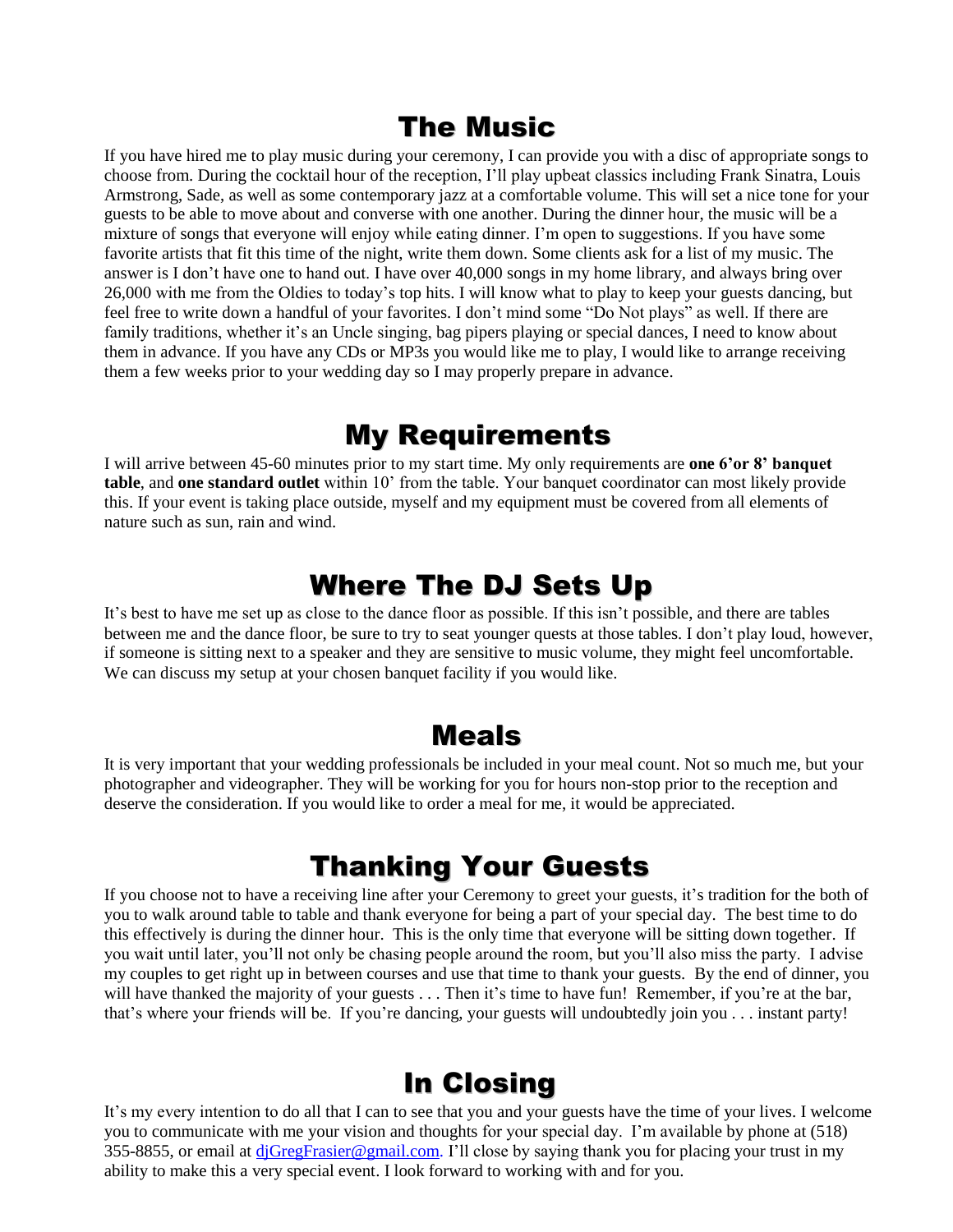## The Music

If you have hired me to play music during your ceremony, I can provide you with a disc of appropriate songs to choose from. During the cocktail hour of the reception, I'll play upbeat classics including Frank Sinatra, Louis Armstrong, Sade, as well as some contemporary jazz at a comfortable volume. This will set a nice tone for your guests to be able to move about and converse with one another. During the dinner hour, the music will be a mixture of songs that everyone will enjoy while eating dinner. I'm open to suggestions. If you have some favorite artists that fit this time of the night, write them down. Some clients ask for a list of my music. The answer is I don't have one to hand out. I have over 40,000 songs in my home library, and always bring over 26,000 with me from the Oldies to today's top hits. I will know what to play to keep your guests dancing, but feel free to write down a handful of your favorites. I don't mind some "Do Not plays" as well. If there are family traditions, whether it's an Uncle singing, bag pipers playing or special dances, I need to know about them in advance. If you have any CDs or MP3s you would like me to play, I would like to arrange receiving them a few weeks prior to your wedding day so I may properly prepare in advance.

## My Requirements

I will arrive between 45-60 minutes prior to my start time. My only requirements are **one 6'or 8' banquet table**, and **one standard outlet** within 10' from the table. Your banquet coordinator can most likely provide this. If your event is taking place outside, myself and my equipment must be covered from all elements of nature such as sun, rain and wind.

## Where The DJ Sets Up

It's best to have me set up as close to the dance floor as possible. If this isn't possible, and there are tables between me and the dance floor, be sure to try to seat younger quests at those tables. I don't play loud, however, if someone is sitting next to a speaker and they are sensitive to music volume, they might feel uncomfortable. We can discuss my setup at your chosen banquet facility if you would like.

## Meals

It is very important that your wedding professionals be included in your meal count. Not so much me, but your photographer and videographer. They will be working for you for hours non-stop prior to the reception and deserve the consideration. If you would like to order a meal for me, it would be appreciated.

## Thanking Your Guests

If you choose not to have a receiving line after your Ceremony to greet your guests, it's tradition for the both of you to walk around table to table and thank everyone for being a part of your special day. The best time to do this effectively is during the dinner hour. This is the only time that everyone will be sitting down together. If you wait until later, you'll not only be chasing people around the room, but you'll also miss the party. I advise my couples to get right up in between courses and use that time to thank your guests. By the end of dinner, you will have thanked the majority of your guests . . . Then it's time to have fun! Remember, if you're at the bar, that's where your friends will be. If you're dancing, your guests will undoubtedly join you . . . instant party!

## In Closing

It's my every intention to do all that I can to see that you and your guests have the time of your lives. I welcome you to communicate with me your vision and thoughts for your special day. I'm available by phone at (518) 355-8855, or email at djGregFrasier@gmail.com. I'll close by saying thank you for placing your trust in my ability to make this a very special event. I look forward to working with and for you.